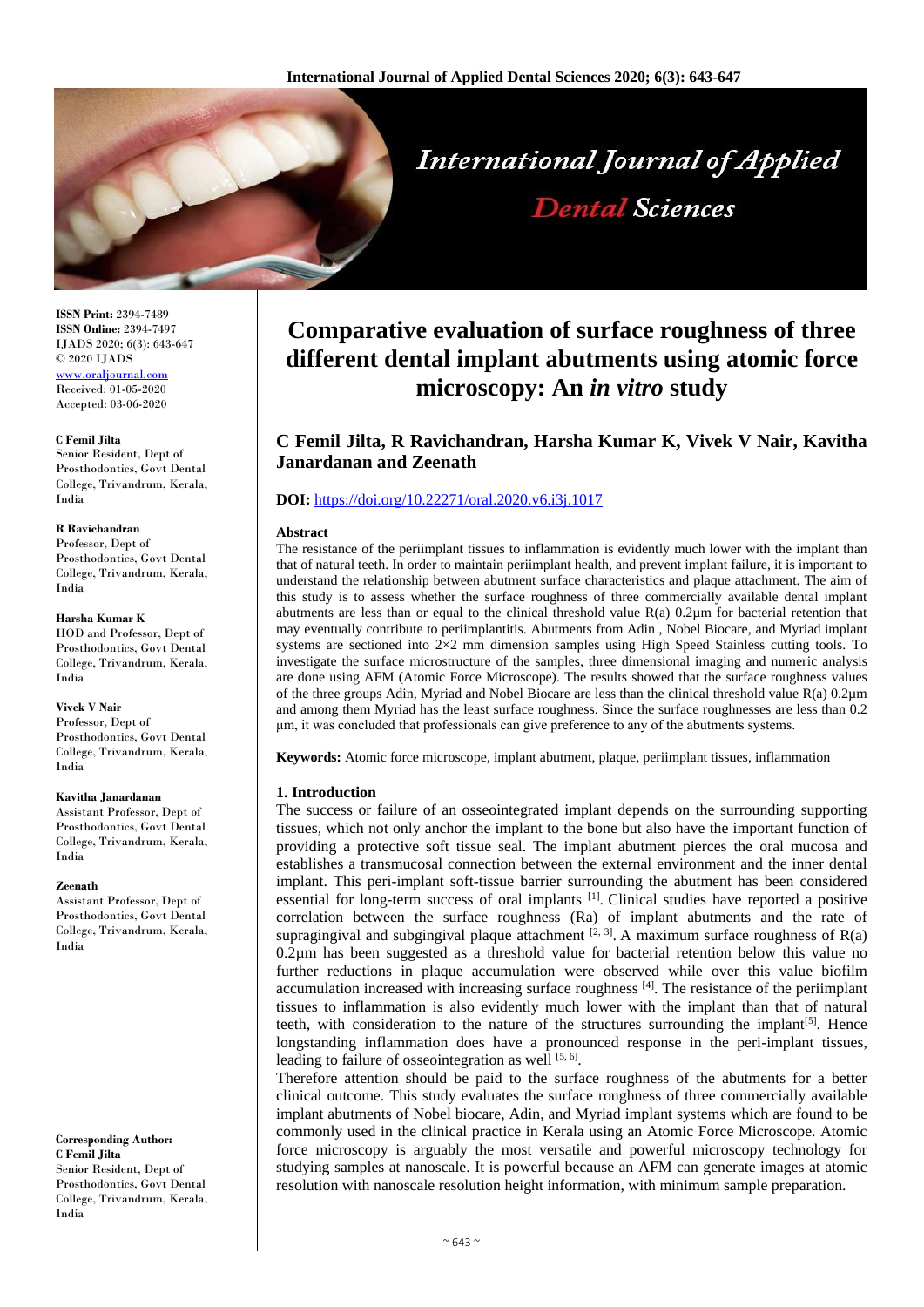# Comparative evaluation of surface roughness of three different dental implant abutments using atomic force microscopy: An *in vitro* study

**C Femil Jilta, R Ravichandran, Harsha Kumar K, Vivek V Nair, Kavitha Janardanan and Zeenath**

**DOI:** https://doi.org/10.22271/oral.2020.v6.i3j.1017

**ISSN Print:** 2394-7489
**ISSN Online:** 2394-7497
IJADS 2020; 6(3): 643-647
© 2020 IJADS
www.oraljournal.com
Received: 01-05-2020
Accepted: 03-06-2020

**C Femil Jilta**
Senior Resident, Dept of Prosthodontics, Govt Dental College, Trivandrum, Kerala, India

**R Ravichandran**
Professor, Dept of Prosthodontics, Govt Dental College, Trivandrum, Kerala, India

**Harsha Kumar K**
HOD and Professor, Dept of Prosthodontics, Govt Dental College, Trivandrum, Kerala, India

**Vivek V Nair**
Professor, Dept of Prosthodontics, Govt Dental College, Trivandrum, Kerala, India

**Kavitha Janardanan**
Assistant Professor, Dept of Prosthodontics, Govt Dental College, Trivandrum, Kerala, India

**Zeenath**
Assistant Professor, Dept of Prosthodontics, Govt Dental College, Trivandrum, Kerala, India

**Corresponding Author:**
**C Femil Jilta**
Senior Resident, Dept of Prosthodontics, Govt Dental College, Trivandrum, Kerala, India

### Abstract

The resistance of the periimplant tissues to inflammation is evidently much lower with the implant than that of natural teeth. In order to maintain periimplant health, and prevent implant failure, it is important to understand the relationship between abutment surface characteristics and plaque attachment. The aim of this study is to assess whether the surface roughness of three commercially available dental implant abutments are less than or equal to the clinical threshold value R(a) 0.2µm for bacterial retention that may eventually contribute to periimplantitis. Abutments from Adin , Nobel Biocare, and Myriad implant systems are sectioned into 2×2 mm dimension samples using High Speed Stainless cutting tools. To investigate the surface microstructure of the samples, three dimensional imaging and numeric analysis are done using AFM (Atomic Force Microscope). The results showed that the surface roughness values of the three groups Adin, Myriad and Nobel Biocare are less than the clinical threshold value R(a) 0.2µm and among them Myriad has the least surface roughness. Since the surface roughnesses are less than 0.2 µm, it was concluded that professionals can give preference to any of the abutments systems.

**Keywords:** Atomic force microscope, implant abutment, plaque, periimplant tissues, inflammation

## 1. Introduction

The success or failure of an osseointegrated implant depends on the surrounding supporting tissues, which not only anchor the implant to the bone but also have the important function of providing a protective soft tissue seal. The implant abutment pierces the oral mucosa and establishes a transmucosal connection between the external environment and the inner dental implant. This peri-implant soft-tissue barrier surrounding the abutment has been considered essential for long-term success of oral implants [1]. Clinical studies have reported a positive correlation between the surface roughness (Ra) of implant abutments and the rate of supragingival and subgingival plaque attachment [2, 3]. A maximum surface roughness of R(a) 0.2µm has been suggested as a threshold value for bacterial retention below this value no further reductions in plaque accumulation were observed while over this value biofilm accumulation increased with increasing surface roughness [4]. The resistance of the periimplant tissues to inflammation is also evidently much lower with the implant than that of natural teeth, with consideration to the nature of the structures surrounding the implant[5]. Hence longstanding inflammation does have a pronounced response in the peri-implant tissues, leading to failure of osseointegration as well [5, 6].

Therefore attention should be paid to the surface roughness of the abutments for a better clinical outcome. This study evaluates the surface roughness of three commercially available implant abutments of Nobel biocare, Adin, and Myriad implant systems which are found to be commonly used in the clinical practice in Kerala using an Atomic Force Microscope. Atomic force microscopy is arguably the most versatile and powerful microscopy technology for studying samples at nanoscale. It is powerful because an AFM can generate images at atomic resolution with nanoscale resolution height information, with minimum sample preparation.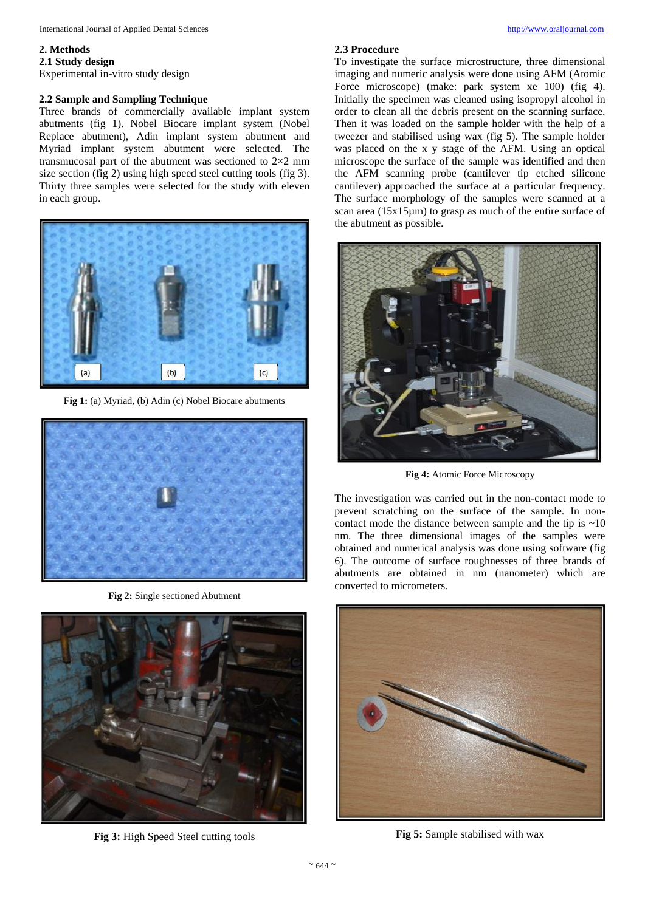## 2. Methods

### 2.1 Study design

Experimental in-vitro study design

### 2.2 Sample and Sampling Technique

Three brands of commercially available implant system abutments (fig 1). Nobel Biocare implant system (Nobel Replace abutment), Adin implant system abutment and Myriad implant system abutment were selected. The transmucosal part of the abutment was sectioned to 2×2 mm size section (fig 2) using high speed steel cutting tools (fig 3). Thirty three samples were selected for the study with eleven in each group.

**Fig 1:** (a) Myriad, (b) Adin (c) Nobel Biocare abutments

**Fig 2:** Single sectioned Abutment

**Fig 3:** High Speed Steel cutting tools

### 2.3 Procedure

To investigate the surface microstructure, three dimensional imaging and numeric analysis were done using AFM (Atomic Force microscope) (make: park system xe 100) (fig 4). Initially the specimen was cleaned using isopropyl alcohol in order to clean all the debris present on the scanning surface. Then it was loaded on the sample holder with the help of a tweezer and stabilised using wax (fig 5). The sample holder was placed on the x y stage of the AFM. Using an optical microscope the surface of the sample was identified and then the AFM scanning probe (cantilever tip etched silicone cantilever) approached the surface at a particular frequency. The surface morphology of the samples were scanned at a scan area (15x15µm) to grasp as much of the entire surface of the abutment as possible.

**Fig 4:** Atomic Force Microscopy

The investigation was carried out in the non-contact mode to prevent scratching on the surface of the sample. In non-contact mode the distance between sample and the tip is ~10 nm. The three dimensional images of the samples were obtained and numerical analysis was done using software (fig 6). The outcome of surface roughnesses of three brands of abutments are obtained in nm (nanometer) which are converted to micrometers.

**Fig 5:** Sample stabilised with wax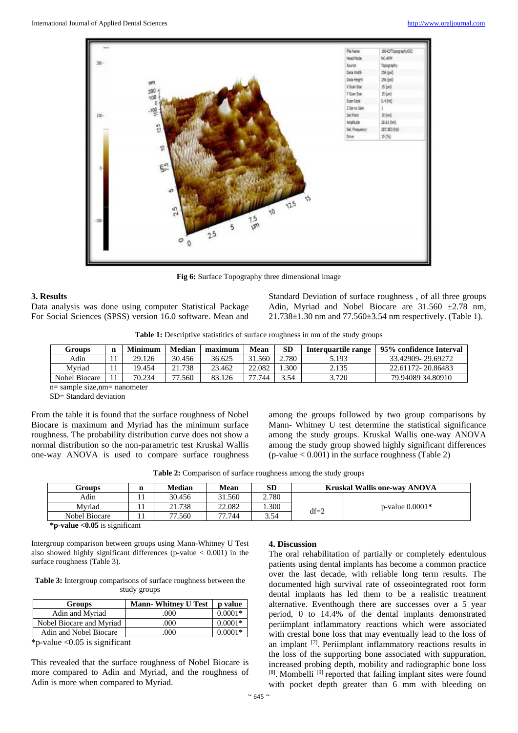Fig 6: Surface Topography three dimensional image

### 3. Results

Data analysis was done using computer Statistical Package For Social Sciences (SPSS) version 16.0 software. Mean and Standard Deviation of surface roughness , of all three groups Adin, Myriad and Nobel Biocare are 31.560 ±2.78 nm, 21.738±1.30 nm and 77.560±3.54 nm respectively. (Table 1).

**Table 1:** Descriptive statistitics of surface roughness in nm of the study groups

| Groups | n | Minimum | Median | maximum | Mean | SD | Interquartile range | 95% confidence Interval |
|---|---|---|---|---|---|---|---|---|
| Adin | 11 | 29.126 | 30.456 | 36.625 | 31.560 | 2.780 | 5.193 | 33.42909- 29.69272 |
| Myriad | 11 | 19.454 | 21.738 | 23.462 | 22.082 | 1.300 | 2.135 | 22.61172- 20.86483 |
| Nobel Biocare | 11 | 70.234 | 77.560 | 83.126 | 77.744 | 3.54 | 3.720 | 79.94089 34.80910 |

n= sample size,nm= nanometer
SD= Standard deviation

From the table it is found that the surface roughness of Nobel Biocare is maximum and Myriad has the minimum surface roughness. The probability distribution curve does not show a normal distribution so the non-parametric test Kruskal Wallis one-way ANOVA is used to compare surface roughness among the groups followed by two group comparisons by Mann- Whitney U test determine the statistical significance among the study groups. Kruskal Wallis one-way ANOVA among the study group showed highly significant differences (p-value < 0.001) in the surface roughness (Table 2)

**Table 2:** Comparison of surface roughness among the study groups

| Groups | n | Median | Mean | SD | Kruskal Wallis one-way ANOVA | |
|---|---|---|---|---|---|---|
| Adin | 11 | 30.456 | 31.560 | 2.780 | df=2 | p-value 0.0001* |
| Myriad | 11 | 21.738 | 22.082 | 1.300 | | |
| Nobel Biocare | 11 | 77.560 | 77.744 | 3.54 | | |

***p-value <0.05** is significant

Intergroup comparison between groups using Mann-Whitney U Test also showed highly significant differences (p-value < 0.001) in the surface roughness (Table 3).

**Table 3:** Intergroup comparisons of surface roughness between the study groups

| Groups | Mann- Whitney U Test | p value |
|---|---|---|
| Adin and Myriad | .000 | 0.0001* |
| Nobel Biocare and Myriad | .000 | 0.0001* |
| Adin and Nobel Biocare | .000 | 0.0001* |

*p-value <0.05 is significant

This revealed that the surface roughness of Nobel Biocare is more compared to Adin and Myriad, and the roughness of Adin is more when compared to Myriad.

### 4. Discussion

The oral rehabilitation of partially or completely edentulous patients using dental implants has become a common practice over the last decade, with reliable long term results. The documented high survival rate of osseointegrated root form dental implants has led them to be a realistic treatment alternative. Eventhough there are successes over a 5 year period, 0 to 14.4% of the dental implants demonstrated periimplant inflammatory reactions which were associated with crestal bone loss that may eventually lead to the loss of an implant [7]. Periimplant inflammatory reactions results in the loss of the supporting bone associated with suppuration, increased probing depth, mobility and radiographic bone loss [8]. Mombelli [9] reported that failing implant sites were found with pocket depth greater than 6 mm with bleeding on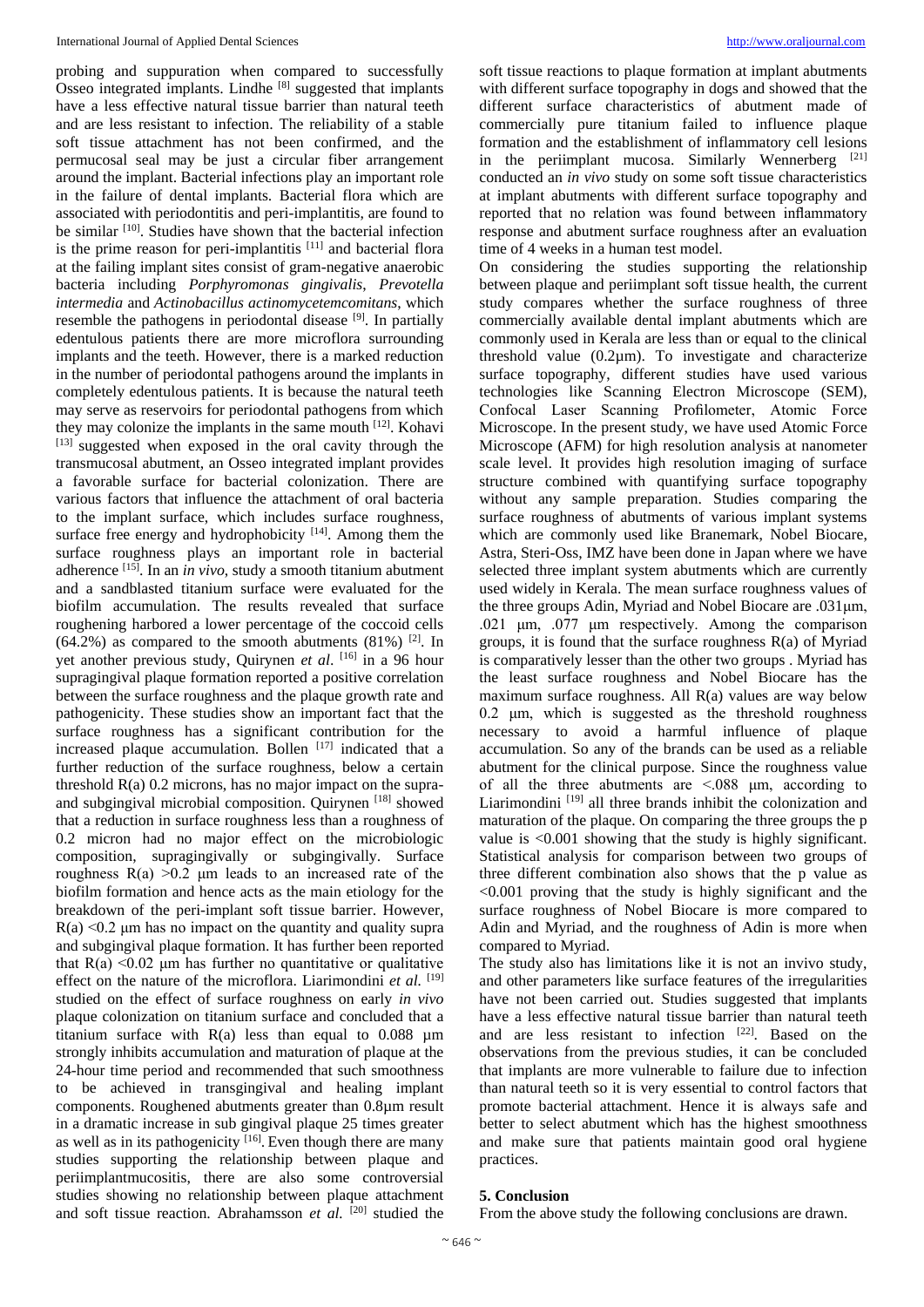probing and suppuration when compared to successfully Osseo integrated implants. Lindhe [8] suggested that implants have a less effective natural tissue barrier than natural teeth and are less resistant to infection. The reliability of a stable soft tissue attachment has not been confirmed, and the permucosal seal may be just a circular fiber arrangement around the implant. Bacterial infections play an important role in the failure of dental implants. Bacterial flora which are associated with periodontitis and peri-implantitis, are found to be similar [10]. Studies have shown that the bacterial infection is the prime reason for peri-implantitis [11] and bacterial flora at the failing implant sites consist of gram-negative anaerobic bacteria including *Porphyromonas gingivalis*, *Prevotella intermedia* and *Actinobacillus actinomycetemcomitans*, which resemble the pathogens in periodontal disease [9]. In partially edentulous patients there are more microflora surrounding implants and the teeth. However, there is a marked reduction in the number of periodontal pathogens around the implants in completely edentulous patients. It is because the natural teeth may serve as reservoirs for periodontal pathogens from which they may colonize the implants in the same mouth [12]. Kohavi [13] suggested when exposed in the oral cavity through the transmucosal abutment, an Osseo integrated implant provides a favorable surface for bacterial colonization. There are various factors that influence the attachment of oral bacteria to the implant surface, which includes surface roughness, surface free energy and hydrophobicity [14]. Among them the surface roughness plays an important role in bacterial adherence [15]. In an *in vivo*, study a smooth titanium abutment and a sandblasted titanium surface were evaluated for the biofilm accumulation. The results revealed that surface roughening harbored a lower percentage of the coccoid cells (64.2%) as compared to the smooth abutments (81%) [2]. In yet another previous study, Quirynen *et al*. [16] in a 96 hour supragingival plaque formation reported a positive correlation between the surface roughness and the plaque growth rate and pathogenicity. These studies show an important fact that the surface roughness has a significant contribution for the increased plaque accumulation. Bollen [17] indicated that a further reduction of the surface roughness, below a certain threshold R(a) 0.2 microns, has no major impact on the supra- and subgingival microbial composition. Quirynen [18] showed that a reduction in surface roughness less than a roughness of 0.2 micron had no major effect on the microbiologic composition, supragingivally or subgingivally. Surface roughness R(a) >0.2 µm leads to an increased rate of the biofilm formation and hence acts as the main etiology for the breakdown of the peri-implant soft tissue barrier. However, R(a) <0.2 µm has no impact on the quantity and quality supra and subgingival plaque formation. It has further been reported that R(a) <0.02 µm has further no quantitative or qualitative effect on the nature of the microflora. Liarimondini *et al.* [19] studied on the effect of surface roughness on early *in vivo* plaque colonization on titanium surface and concluded that a titanium surface with R(a) less than equal to 0.088 µm strongly inhibits accumulation and maturation of plaque at the 24-hour time period and recommended that such smoothness to be achieved in transgingival and healing implant components. Roughened abutments greater than 0.8µm result in a dramatic increase in sub gingival plaque 25 times greater as well as in its pathogenicity [16]. Even though there are many studies supporting the relationship between plaque and periimplantmucositis, there are also some controversial studies showing no relationship between plaque attachment and soft tissue reaction. Abrahamsson *et al.* [20] studied the soft tissue reactions to plaque formation at implant abutments with different surface topography in dogs and showed that the different surface characteristics of abutment made of commercially pure titanium failed to influence plaque formation and the establishment of inflammatory cell lesions in the periimplant mucosa. Similarly Wennerberg [21] conducted an *in vivo* study on some soft tissue characteristics at implant abutments with different surface topography and reported that no relation was found between inflammatory response and abutment surface roughness after an evaluation time of 4 weeks in a human test model.

On considering the studies supporting the relationship between plaque and periimplant soft tissue health, the current study compares whether the surface roughness of three commercially available dental implant abutments which are commonly used in Kerala are less than or equal to the clinical threshold value (0.2µm). To investigate and characterize surface topography, different studies have used various technologies like Scanning Electron Microscope (SEM), Confocal Laser Scanning Profilometer, Atomic Force Microscope. In the present study, we have used Atomic Force Microscope (AFM) for high resolution analysis at nanometer scale level. It provides high resolution imaging of surface structure combined with quantifying surface topography without any sample preparation. Studies comparing the surface roughness of abutments of various implant systems which are commonly used like Branemark, Nobel Biocare, Astra, Steri-Oss, IMZ have been done in Japan where we have selected three implant system abutments which are currently used widely in Kerala. The mean surface roughness values of the three groups Adin, Myriad and Nobel Biocare are .031µm, .021 µm, .077 µm respectively. Among the comparison groups, it is found that the surface roughness R(a) of Myriad is comparatively lesser than the other two groups . Myriad has the least surface roughness and Nobel Biocare has the maximum surface roughness. All R(a) values are way below 0.2 µm, which is suggested as the threshold roughness necessary to avoid a harmful influence of plaque accumulation. So any of the brands can be used as a reliable abutment for the clinical purpose. Since the roughness value of all the three abutments are <.088 µm, according to Liarimondini [19] all three brands inhibit the colonization and maturation of the plaque. On comparing the three groups the p value is <0.001 showing that the study is highly significant. Statistical analysis for comparison between two groups of three different combination also shows that the p value as <0.001 proving that the study is highly significant and the surface roughness of Nobel Biocare is more compared to Adin and Myriad, and the roughness of Adin is more when compared to Myriad.

The study also has limitations like it is not an invivo study, and other parameters like surface features of the irregularities have not been carried out. Studies suggested that implants have a less effective natural tissue barrier than natural teeth and are less resistant to infection [22]. Based on the observations from the previous studies, it can be concluded that implants are more vulnerable to failure due to infection than natural teeth so it is very essential to control factors that promote bacterial attachment. Hence it is always safe and better to select abutment which has the highest smoothness and make sure that patients maintain good oral hygiene practices.

## 5. Conclusion

From the above study the following conclusions are drawn.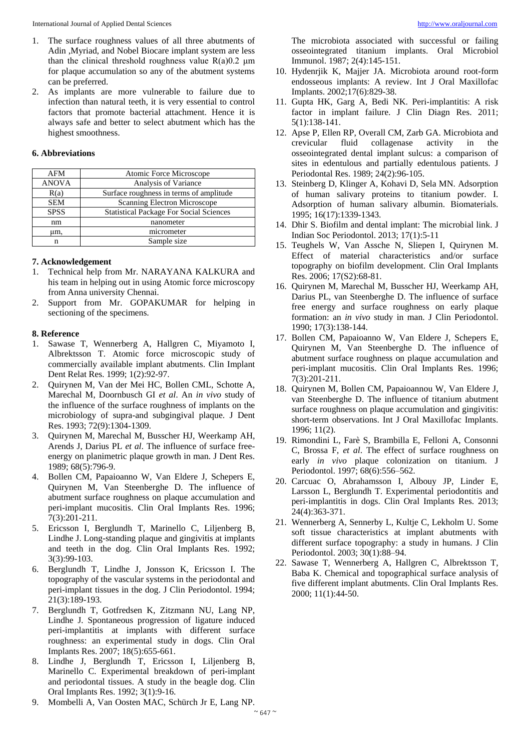1. The surface roughness values of all three abutments of Adin ,Myriad, and Nobel Biocare implant system are less than the clinical threshold roughness value R(a)0.2 μm for plaque accumulation so any of the abutment systems can be preferred.
2. As implants are more vulnerable to failure due to infection than natural teeth, it is very essential to control factors that promote bacterial attachment. Hence it is always safe and better to select abutment which has the highest smoothness.

### 6. Abbreviations

| | |
|---|---|
| AFM | Atomic Force Microscope |
| ANOVA | Analysis of Variance |
| R(a) | Surface roughness in terms of amplitude |
| SEM | Scanning Electron Microscope |
| SPSS | Statistical Package For Social Sciences |
| nm | nanometer |
| μm, | micrometer |
| n | Sample size |

### 7. Acknowledgement

1. Technical help from Mr. NARAYANA KALKURA and his team in helping out in using Atomic force microscopy from Anna university Chennai.
2. Support from Mr. GOPAKUMAR for helping in sectioning of the specimens.

### 8. Reference

1. Sawase T, Wennerberg A, Hallgren C, Miyamoto I, Albrektsson T. Atomic force microscopic study of commercially available implant abutments. Clin Implant Dent Relat Res. 1999; 1(2):92-97.
2. Quirynen M, Van der Mei HC, Bollen CML, Schotte A, Marechal M, Doornbusch GI *et al*. An *in vivo* study of the influence of the surface roughness of implants on the microbiology of supra-and subgingival plaque. J Dent Res. 1993; 72(9):1304-1309.
3. Quirynen M, Marechal M, Busscher HJ, Weerkamp AH, Arends J, Darius PL *et al*. The influence of surface free-energy on planimetric plaque growth in man. J Dent Res. 1989; 68(5):796-9.
4. Bollen CM, Papaioanno W, Van Eldere J, Schepers E, Quirynen M, Van Steenberghe D. The influence of abutment surface roughness on plaque accumulation and peri-implant mucositis. Clin Oral Implants Res. 1996; 7(3):201-211.
5. Ericsson I, Berglundh T, Marinello C, Liljenberg B, Lindhe J. Long-standing plaque and gingivitis at implants and teeth in the dog. Clin Oral Implants Res. 1992; 3(3):99-103.
6. Berglundh T, Lindhe J, Jonsson K, Ericsson I. The topography of the vascular systems in the periodontal and peri-implant tissues in the dog. J Clin Periodontol. 1994; 21(3):189-193.
7. Berglundh T, Gotfredsen K, Zitzmann NU, Lang NP, Lindhe J. Spontaneous progression of ligature induced peri-implantitis at implants with different surface roughness: an experimental study in dogs. Clin Oral Implants Res. 2007; 18(5):655-661.
8. Lindhe J, Berglundh T, Ericsson I, Liljenberg B, Marinello C. Experimental breakdown of peri-implant and periodontal tissues. A study in the beagle dog. Clin Oral Implants Res. 1992; 3(1):9-16.
9. Mombelli A, Van Oosten MAC, Schürch Jr E, Lang NP. The microbiota associated with successful or failing osseointegrated titanium implants. Oral Microbiol Immunol. 1987; 2(4):145-151.
10. Hydenrjik K, Majjer JA. Microbiota around root-form endosseous implants: A review. Int J Oral Maxillofac Implants. 2002;17(6):829-38.
11. Gupta HK, Garg A, Bedi NK. Peri-implantitis: A risk factor in implant failure. J Clin Diagn Res. 2011; 5(1):138-141.
12. Apse P, Ellen RP, Overall CM, Zarb GA. Microbiota and crevicular fluid collagenase activity in the osseointegrated dental implant sulcus: a comparison of sites in edentulous and partially edentulous patients. J Periodontal Res. 1989; 24(2):96-105.
13. Steinberg D, Klinger A, Kohavi D, Sela MN. Adsorption of human salivary proteins to titanium powder. I. Adsorption of human salivary albumin. Biomaterials. 1995; 16(17):1339-1343.
14. Dhir S. Biofilm and dental implant: The microbial link. J Indian Soc Periodontol. 2013; 17(1):5-11
15. Teughels W, Van Assche N, Sliepen I, Quirynen M. Effect of material characteristics and/or surface topography on biofilm development. Clin Oral Implants Res. 2006; 17(S2):68-81.
16. Quirynen M, Marechal M, Busscher HJ, Weerkamp AH, Darius PL, van Steenberghe D. The influence of surface free energy and surface roughness on early plaque formation: an *in vivo* study in man. J Clin Periodontol. 1990; 17(3):138-144.
17. Bollen CM, Papaioanno W, Van Eldere J, Schepers E, Quirynen M, Van Steenberghe D. The influence of abutment surface roughness on plaque accumulation and peri-implant mucositis. Clin Oral Implants Res. 1996; 7(3):201-211.
18. Quirynen M, Bollen CM, Papaioannou W, Van Eldere J, van Steenberghe D. The influence of titanium abutment surface roughness on plaque accumulation and gingivitis: short-term observations. Int J Oral Maxillofac Implants. 1996; 11(2).
19. Rimondini L, Farè S, Brambilla E, Felloni A, Consonni C, Brossa F, *et al*. The effect of surface roughness on early *in vivo* plaque colonization on titanium. J Periodontol. 1997; 68(6):556–562.
20. Carcuac O, Abrahamsson I, Albouy JP, Linder E, Larsson L, Berglundh T. Experimental periodontitis and peri-implantitis in dogs. Clin Oral Implants Res. 2013; 24(4):363-371.
21. Wennerberg A, Sennerby L, Kultje C, Lekholm U. Some soft tissue characteristics at implant abutments with different surface topography: a study in humans. J Clin Periodontol. 2003; 30(1):88–94.
22. Sawase T, Wennerberg A, Hallgren C, Albrektsson T, Baba K. Chemical and topographical surface analysis of five different implant abutments. Clin Oral Implants Res. 2000; 11(1):44-50.